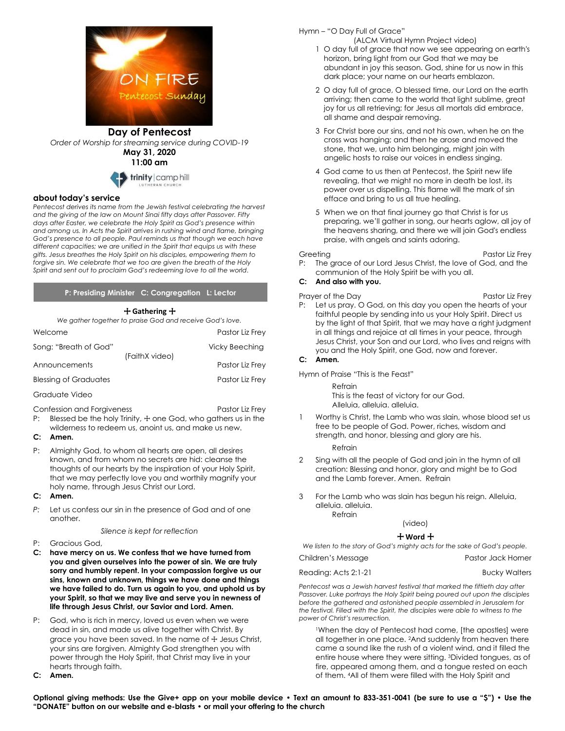# Day of Pentecost

*Order of Worship for streaming service during COVID-19*

**May 31, 2020**

**11:00 am**

trinity | camp hill LUTHERAN CHURCH

## about today's service

*Pentecost derives its name from the Jewish festival celebrating the harvest and the giving of the law on Mount Sinai fifty days after Passover. Fifty days after Easter, we celebrate the Holy Spirit as God's presence within and among us. In Acts the Spirit arrives in rushing wind and flame, bringing God's presence to all people. Paul reminds us that though we each have different capacities; we are unified in the Spirit that equips us with these gifts. Jesus breathes the Holy Spirit on his disciples, empowering them to forgive sin. We celebrate that we too are given the breath of the Holy Spirit and sent out to proclaim God's redeeming love to all the world.*

**P: Presiding Minister C: Congregation L: Lector**

### ✢ Gathering ✢

*We gather together to praise God and receive God's love.*

Welcome — Pastor Liz Frey

Song: "Breath of God" (FaithX video) — Vicky Beeching

Announcements — Pastor Liz Frey

Blessing of Graduates — Pastor Liz Frey

Graduate Video

Confession and Forgiveness — Pastor Liz Frey

P: Blessed be the holy Trinity, ✢ one God, who gathers us in the wilderness to redeem us, anoint us, and make us new.

**C: Amen.**

P: Almighty God, to whom all hearts are open, all desires known, and from whom no secrets are hid: cleanse the thoughts of our hearts by the inspiration of your Holy Spirit, that we may perfectly love you and worthily magnify your holy name, through Jesus Christ our Lord.

**C: Amen.**

*P:* Let us confess our sin in the presence of God and of one another.

*Silence is kept for reflection*

P: Gracious God,

**C: have mercy on us. We confess that we have turned from you and given ourselves into the power of sin. We are truly sorry and humbly repent. In your compassion forgive us our sins, known and unknown, things we have done and things we have failed to do. Turn us again to you, and uphold us by your Spirit, so that we may live and serve you in newness of life through Jesus Christ, our Savior and Lord. Amen.**

P: God, who is rich in mercy, loved us even when we were dead in sin, and made us alive together with Christ. By grace you have been saved. In the name of ✢ Jesus Christ, your sins are forgiven. Almighty God strengthen you with power through the Holy Spirit, that Christ may live in your hearts through faith.

**C: Amen.**

Hymn – "O Day Full of Grace" (ALCM Virtual Hymn Project video)

1 O day full of grace that now we see appearing on earth's horizon, bring light from our God that we may be abundant in joy this season. God, shine for us now in this dark place; your name on our hearts emblazon.

2 O day full of grace, O blessed time, our Lord on the earth arriving; then came to the world that light sublime, great joy for us all retrieving; for Jesus all mortals did embrace, all shame and despair removing.

3 For Christ bore our sins, and not his own, when he on the cross was hanging; and then he arose and moved the stone, that we, unto him belonging, might join with angelic hosts to raise our voices in endless singing.

4 God came to us then at Pentecost, the Spirit new life revealing, that we might no more in death be lost, its power over us dispelling. This flame will the mark of sin efface and bring to us all true healing.

5 When we on that final journey go that Christ is for us preparing, we'll gather in song, our hearts aglow, all joy of the heavens sharing, and there we will join God's endless praise, with angels and saints adoring.

Greeting — Pastor Liz Frey

P: The grace of our Lord Jesus Christ, the love of God, and the communion of the Holy Spirit be with you all.

**C: And also with you.**

Prayer of the Day — Pastor Liz Frey

P: Let us pray. O God, on this day you open the hearts of your faithful people by sending into us your Holy Spirit. Direct us by the light of that Spirit, that we may have a right judgment in all things and rejoice at all times in your peace, through Jesus Christ, your Son and our Lord, who lives and reigns with you and the Holy Spirit, one God, now and forever.

**C: Amen.**

Hymn of Praise "This is the Feast"

Refrain
This is the feast of victory for our God.
Alleluia, alleluia. alleluia.

1 Worthy is Christ, the Lamb who was slain, whose blood set us free to be people of God. Power, riches, wisdom and strength, and honor, blessing and glory are his.

Refrain

2 Sing with all the people of God and join in the hymn of all creation: Blessing and honor, glory and might be to God and the Lamb forever. Amen. Refrain

3 For the Lamb who was slain has begun his reign. Alleluia, alleluia. alleluia.
Refrain

(video)

### ✢ Word ✢

*We listen to the story of God's mighty acts for the sake of God's people.*

Children's Message — Pastor Jack Horner

Reading: Acts 2:1-21 — Bucky Walters

*Pentecost was a Jewish harvest festival that marked the fiftieth day after Passover. Luke portrays the Holy Spirit being poured out upon the disciples before the gathered and astonished people assembled in Jerusalem for the festival. Filled with the Spirit, the disciples were able to witness to the power of Christ's resurrection.*

[1]When the day of Pentecost had come, [the apostles] were all together in one place. [2]And suddenly from heaven there came a sound like the rush of a violent wind, and it filled the entire house where they were sitting. [3]Divided tongues, as of fire, appeared among them, and a tongue rested on each of them. [4]All of them were filled with the Holy Spirit and

**Optional giving methods: Use the Give+ app on your mobile device • Text an amount to 833-351-0041 (be sure to use a "$") • Use the "DONATE" button on our website and e-blasts • or mail your offering to the church**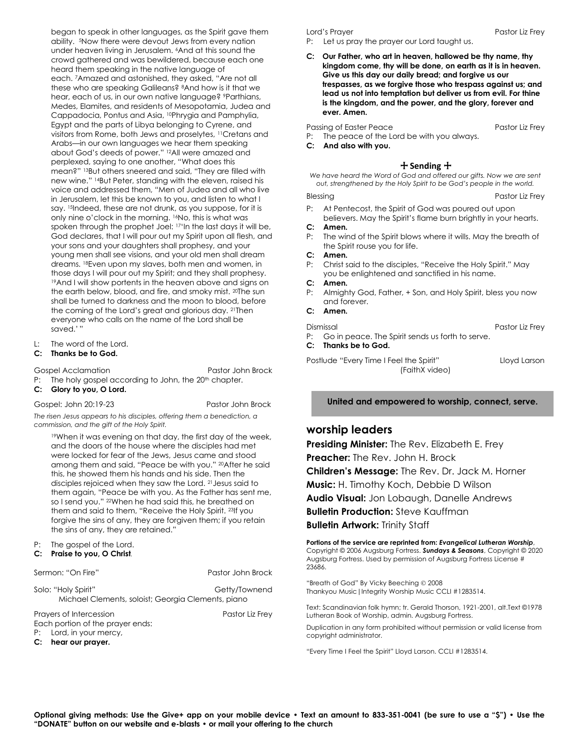began to speak in other languages, as the Spirit gave them ability. [5]Now there were devout Jews from every nation under heaven living in Jerusalem. [6]And at this sound the crowd gathered and was bewildered, because each one heard them speaking in the native language of each. [7]Amazed and astonished, they asked, "Are not all these who are speaking Galileans? [8]And how is it that we hear, each of us, in our own native language? [9]Parthians, Medes, Elamites, and residents of Mesopotamia, Judea and Cappadocia, Pontus and Asia, [10]Phrygia and Pamphylia, Egypt and the parts of Libya belonging to Cyrene, and visitors from Rome, both Jews and proselytes, [11]Cretans and Arabs—in our own languages we hear them speaking about God's deeds of power." [12]All were amazed and perplexed, saying to one another, "What does this mean?" [13]But others sneered and said, "They are filled with new wine." [14]But Peter, standing with the eleven, raised his voice and addressed them, "Men of Judea and all who live in Jerusalem, let this be known to you, and listen to what I say. [15]Indeed, these are not drunk, as you suppose, for it is only nine o'clock in the morning. [16]No, this is what was spoken through the prophet Joel: [17]'In the last days it will be, God declares, that I will pour out my Spirit upon all flesh, and your sons and your daughters shall prophesy, and your young men shall see visions, and your old men shall dream dreams. [18]Even upon my slaves, both men and women, in those days I will pour out my Spirit; and they shall prophesy. [19]And I will show portents in the heaven above and signs on the earth below, blood, and fire, and smoky mist. [20]The sun shall be turned to darkness and the moon to blood, before the coming of the Lord's great and glorious day. [21]Then everyone who calls on the name of the Lord shall be saved.' "

L: The word of the Lord.
**C: Thanks be to God.**

Gospel Acclamation — Pastor John Brock

P: The holy gospel according to John, the 20th chapter.
**C: Glory to you, O Lord.**

Gospel: John 20:19-23 — Pastor John Brock

*The risen Jesus appears to his disciples, offering them a benediction, a commission, and the gift of the Holy Spirit.*

[19]When it was evening on that day, the first day of the week, and the doors of the house where the disciples had met were locked for fear of the Jews, Jesus came and stood among them and said, "Peace be with you." [20]After he said this, he showed them his hands and his side. Then the disciples rejoiced when they saw the Lord. [21]Jesus said to them again, "Peace be with you. As the Father has sent me, so I send you." [22]When he had said this, he breathed on them and said to them, "Receive the Holy Spirit. [23]If you forgive the sins of any, they are forgiven them; if you retain the sins of any, they are retained."

P: The gospel of the Lord.
**C: Praise to you, O Christ.**

Sermon: "On Fire" — Pastor John Brock

Solo: "Holy Spirit" — Getty/Townend
Michael Clements, soloist; Georgia Clements, piano

Prayers of Intercession — Pastor Liz Frey

Each portion of the prayer ends:
P: Lord, in your mercy,
**C: hear our prayer.**

Lord's Prayer — Pastor Liz Frey

P: Let us pray the prayer our Lord taught us.
**C: Our Father, who art in heaven, hallowed be thy name, thy kingdom come, thy will be done, on earth as it is in heaven. Give us this day our daily bread; and forgive us our trespasses, as we forgive those who trespass against us; and lead us not into temptation but deliver us from evil. For thine is the kingdom, and the power, and the glory, forever and ever. Amen.**

Passing of Easter Peace — Pastor Liz Frey

P: The peace of the Lord be with you always.
**C: And also with you.**

## + Sending +

*We have heard the Word of God and offered our gifts. Now we are sent out, strengthened by the Holy Spirit to be God's people in the world.*

Blessing — Pastor Liz Frey

P: At Pentecost, the Spirit of God was poured out upon believers. May the Spirit's flame burn brightly in your hearts.
**C: Amen.**
P: The wind of the Spirit blows where it wills. May the breath of the Spirit rouse you for life.
**C: Amen.**
P: Christ said to the disciples, "Receive the Holy Spirit." May you be enlightened and sanctified in his name.
**C: Amen.**
P: Almighty God, Father, + Son, and Holy Spirit, bless you now and forever.
**C: Amen.**

Dismissal — Pastor Liz Frey

P: Go in peace. The Spirit sends us forth to serve.
**C: Thanks be to God.**

Postlude "Every Time I Feel the Spirit" — Lloyd Larson
(FaithX video)

**United and empowered to worship, connect, serve.**

## worship leaders

**Presiding Minister:** The Rev. Elizabeth E. Frey
**Preacher:** The Rev. John H. Brock
**Children's Message:** The Rev. Dr. Jack M. Horner
**Music:** H. Timothy Koch, Debbie D Wilson
**Audio Visual:** Jon Lobaugh, Danelle Andrews
**Bulletin Production:** Steve Kauffman
**Bulletin Artwork:** Trinity Staff

**Portions of the service are reprinted from:** ***Evangelical Lutheran Worship***, Copyright © 2006 Augsburg Fortress. ***Sundays & Seasons***, Copyright © 2020 Augsburg Fortress. Used by permission of Augsburg Fortress License # 23686.

"Breath of God" By Vicky Beeching © 2008 Thankyou Music|Integrity Worship Music CCLI #1283514.

Text: Scandinavian folk hymn; tr. Gerald Thorson, 1921-2001, alt.Text ©1978 Lutheran Book of Worship, admin. Augsburg Fortress.

Duplication in any form prohibited without permission or valid license from copyright administrator.

"Every Time I Feel the Spirit" Lloyd Larson. CCLI #1283514.

**Optional giving methods: Use the Give+ app on your mobile device • Text an amount to 833-351-0041 (be sure to use a "$") • Use the "DONATE" button on our website and e-blasts • or mail your offering to the church**